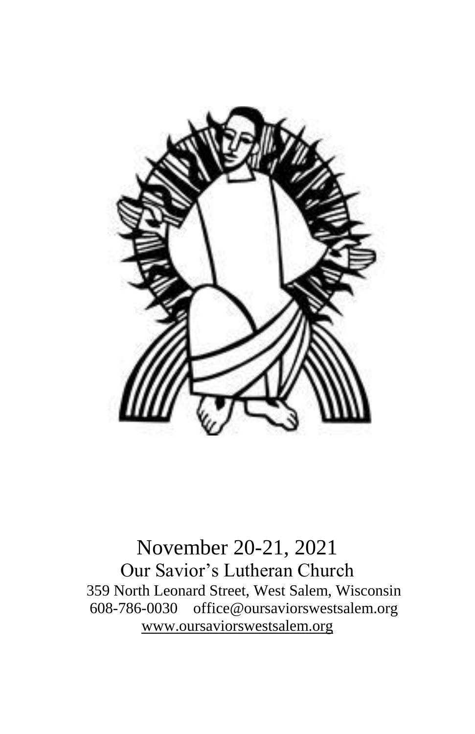November 20-21, 2021

Our Savior's Lutheran Church

359 North Leonard Street, West Salem, Wisconsin

608-786-0030 office@oursaviorswestsalem.org

www.oursaviorswestsalem.org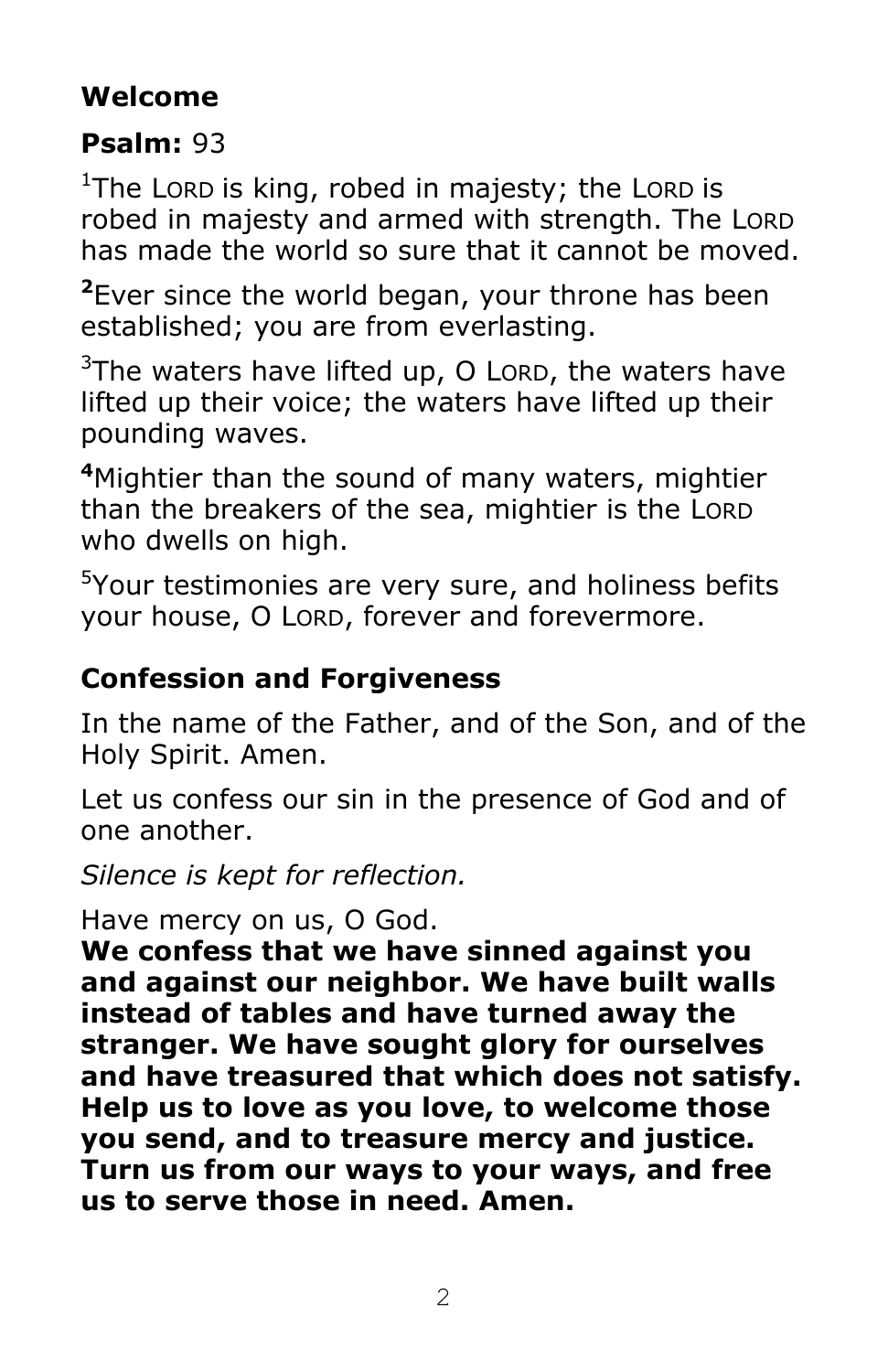**Welcome**

**Psalm:** 93

[1]The LORD is king, robed in majesty; the LORD is robed in majesty and armed with strength. The LORD has made the world so sure that it cannot be moved.

**[2]**Ever since the world began, your throne has been established; you are from everlasting.

[3]The waters have lifted up, O LORD, the waters have lifted up their voice; the waters have lifted up their pounding waves.

**[4]**Mightier than the sound of many waters, mightier than the breakers of the sea, mightier is the LORD who dwells on high.

[5]Your testimonies are very sure, and holiness befits your house, O LORD, forever and forevermore.

**Confession and Forgiveness**

In the name of the Father, and of the Son, and of the Holy Spirit. Amen.

Let us confess our sin in the presence of God and of one another.

*Silence is kept for reflection.*

Have mercy on us, O God.
**We confess that we have sinned against you and against our neighbor. We have built walls instead of tables and have turned away the stranger. We have sought glory for ourselves and have treasured that which does not satisfy. Help us to love as you love, to welcome those you send, and to treasure mercy and justice. Turn us from our ways to your ways, and free us to serve those in need. Amen.**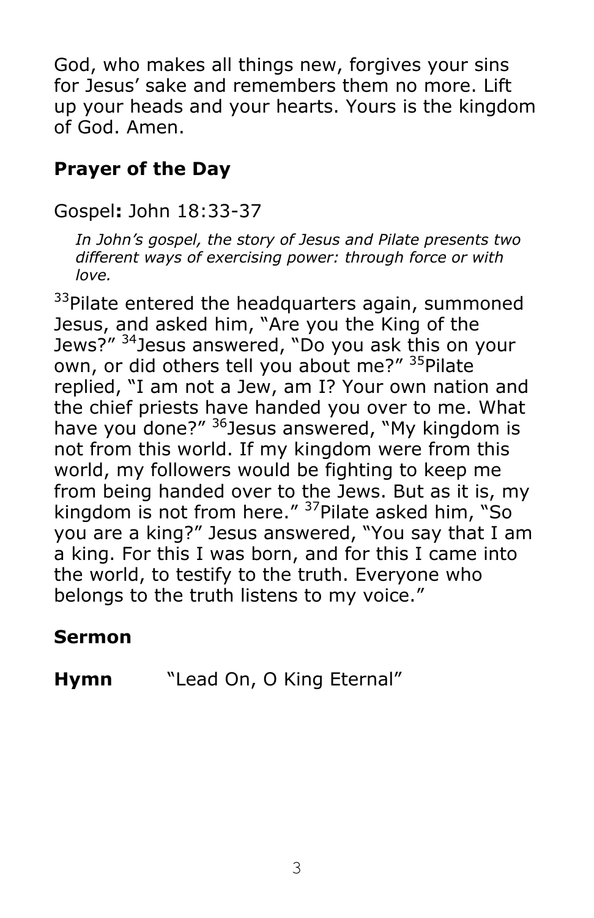God, who makes all things new, forgives your sins for Jesus' sake and remembers them no more. Lift up your heads and your hearts. Yours is the kingdom of God. Amen.

## Prayer of the Day

Gospel**:** John 18:33-37

*In John's gospel, the story of Jesus and Pilate presents two different ways of exercising power: through force or with love.*

[33]Pilate entered the headquarters again, summoned Jesus, and asked him, "Are you the King of the Jews?" [34]Jesus answered, "Do you ask this on your own, or did others tell you about me?" [35]Pilate replied, "I am not a Jew, am I? Your own nation and the chief priests have handed you over to me. What have you done?" [36]Jesus answered, "My kingdom is not from this world. If my kingdom were from this world, my followers would be fighting to keep me from being handed over to the Jews. But as it is, my kingdom is not from here." [37]Pilate asked him, "So you are a king?" Jesus answered, "You say that I am a king. For this I was born, and for this I came into the world, to testify to the truth. Everyone who belongs to the truth listens to my voice."

## Sermon

**Hymn** "Lead On, O King Eternal"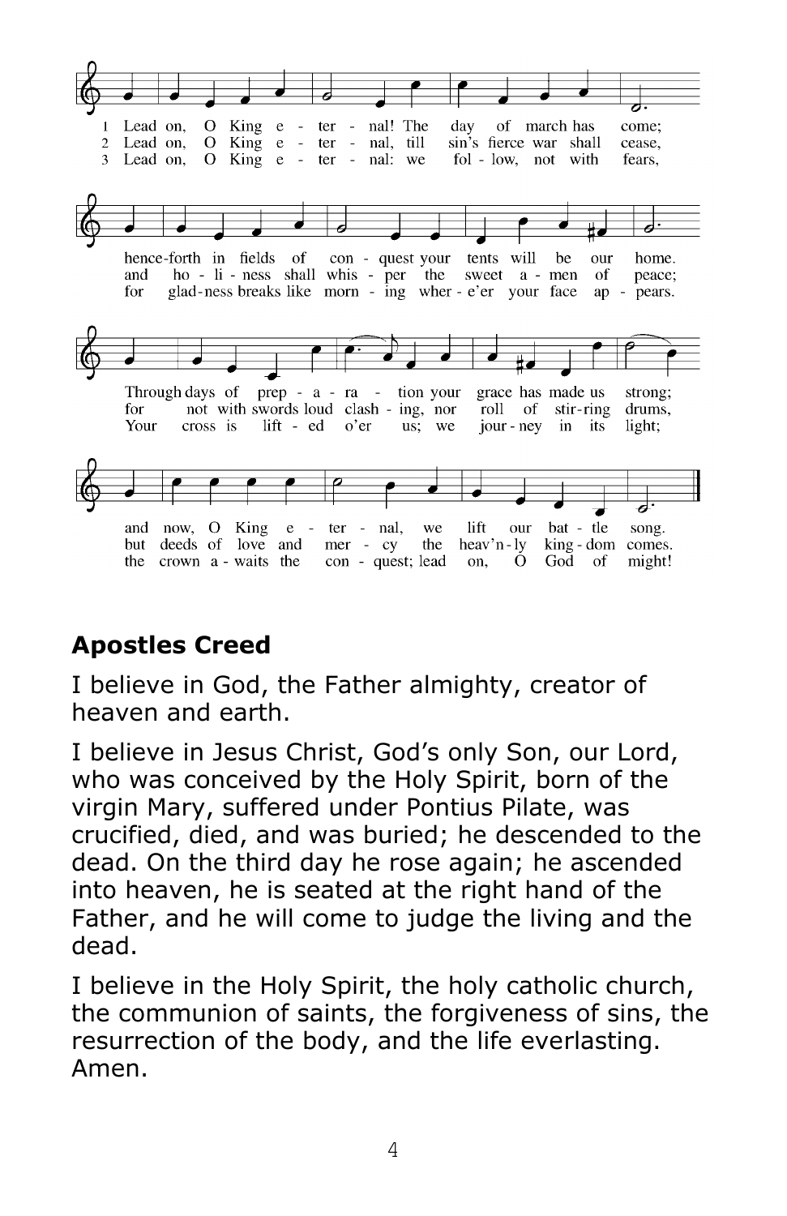1 Lead on, O King eternal! The day of march has come; henceforth in fields of conquest your tents will be our home. Through days of preparation your grace has made us strong; and now, O King eternal, we lift our battle song.

2 Lead on, O King eternal, till sin's fierce war shall cease, and holiness shall whisper the sweet amen of peace; for not with swords loud clashing, nor roll of stirring drums, but deeds of love and mercy the heav'nly kingdom comes.

3 Lead on, O King eternal: we follow, not with fears, for gladness breaks like morning wher-e'er your face appears. Your cross is lifted o'er us; we journey in its light; the crown awaits the conquest; lead on, O God of might!

## Apostles Creed

I believe in God, the Father almighty, creator of heaven and earth.

I believe in Jesus Christ, God's only Son, our Lord, who was conceived by the Holy Spirit, born of the virgin Mary, suffered under Pontius Pilate, was crucified, died, and was buried; he descended to the dead. On the third day he rose again; he ascended into heaven, he is seated at the right hand of the Father, and he will come to judge the living and the dead.

I believe in the Holy Spirit, the holy catholic church, the communion of saints, the forgiveness of sins, the resurrection of the body, and the life everlasting. Amen.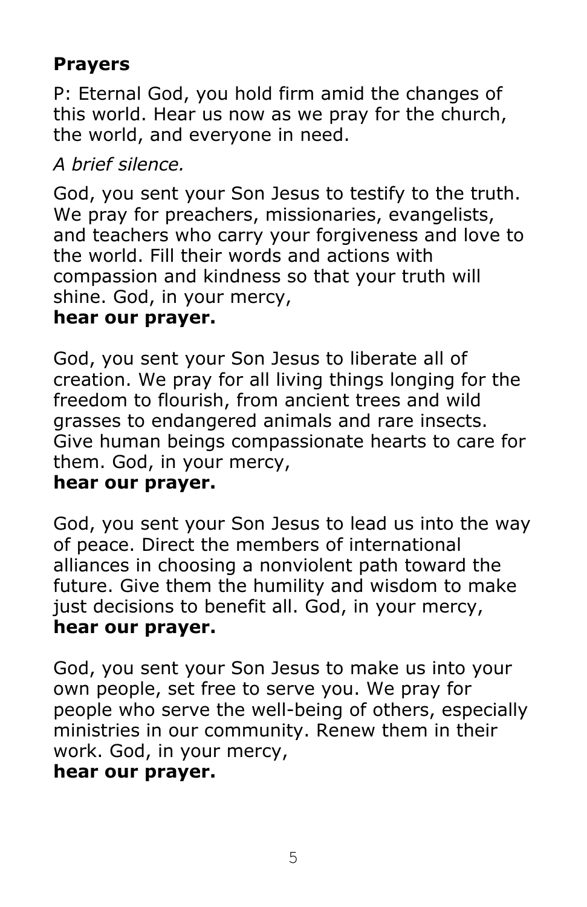## Prayers

P: Eternal God, you hold firm amid the changes of this world. Hear us now as we pray for the church, the world, and everyone in need.

*A brief silence.*

God, you sent your Son Jesus to testify to the truth. We pray for preachers, missionaries, evangelists, and teachers who carry your forgiveness and love to the world. Fill their words and actions with compassion and kindness so that your truth will shine. God, in your mercy,
**hear our prayer.**

God, you sent your Son Jesus to liberate all of creation. We pray for all living things longing for the freedom to flourish, from ancient trees and wild grasses to endangered animals and rare insects. Give human beings compassionate hearts to care for them. God, in your mercy,
**hear our prayer.**

God, you sent your Son Jesus to lead us into the way of peace. Direct the members of international alliances in choosing a nonviolent path toward the future. Give them the humility and wisdom to make just decisions to benefit all. God, in your mercy,
**hear our prayer.**

God, you sent your Son Jesus to make us into your own people, set free to serve you. We pray for people who serve the well-being of others, especially ministries in our community. Renew them in their work. God, in your mercy,
**hear our prayer.**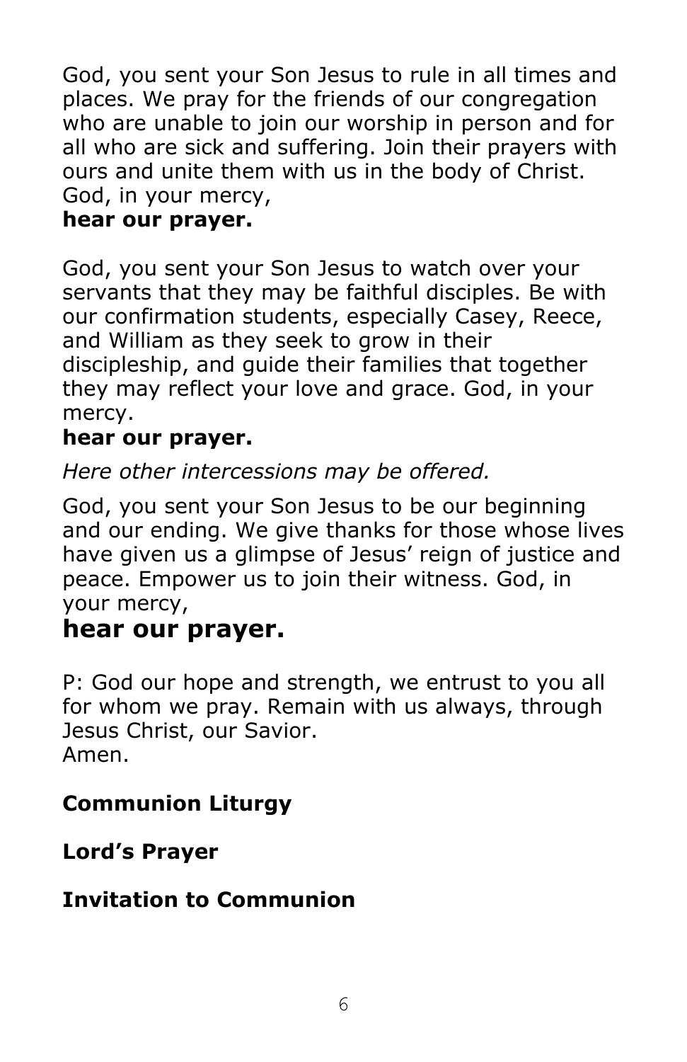God, you sent your Son Jesus to rule in all times and places. We pray for the friends of our congregation who are unable to join our worship in person and for all who are sick and suffering. Join their prayers with ours and unite them with us in the body of Christ. God, in your mercy,

**hear our prayer.**

God, you sent your Son Jesus to watch over your servants that they may be faithful disciples. Be with our confirmation students, especially Casey, Reece, and William as they seek to grow in their discipleship, and guide their families that together they may reflect your love and grace. God, in your mercy.

**hear our prayer.**

*Here other intercessions may be offered.*

God, you sent your Son Jesus to be our beginning and our ending. We give thanks for those whose lives have given us a glimpse of Jesus' reign of justice and peace. Empower us to join their witness. God, in your mercy,

**hear our prayer.**

P: God our hope and strength, we entrust to you all for whom we pray. Remain with us always, through Jesus Christ, our Savior.
Amen.

**Communion Liturgy**

**Lord's Prayer**

**Invitation to Communion**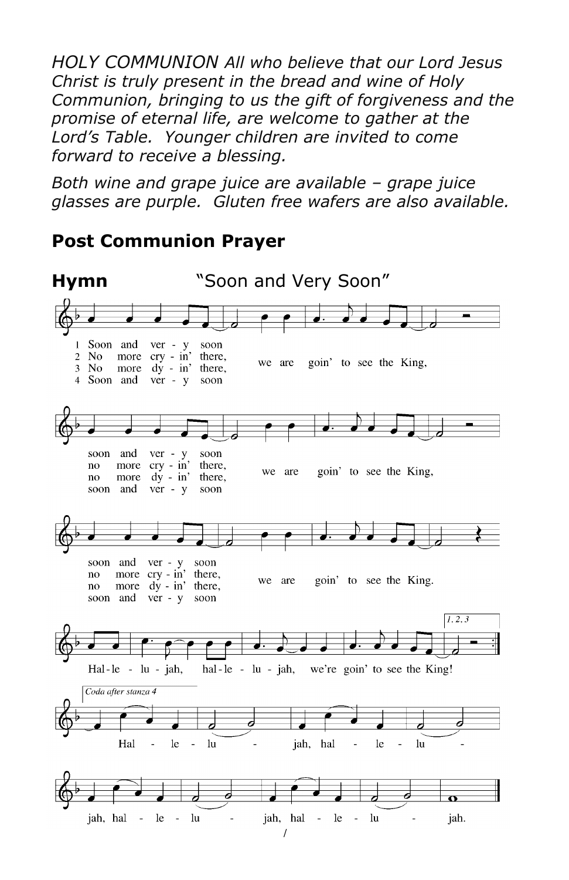*HOLY COMMUNION All who believe that our Lord Jesus Christ is truly present in the bread and wine of Holy Communion, bringing to us the gift of forgiveness and the promise of eternal life, are welcome to gather at the Lord's Table. Younger children are invited to come forward to receive a blessing.*

*Both wine and grape juice are available – grape juice glasses are purple. Gluten free wafers are also available.*

## Post Communion Prayer

**Hymn** "Soon and Very Soon"

1 Soon and ver - y soon we are goin' to see the King,
soon and ver - y soon we are goin' to see the King,
soon and ver - y soon we are goin' to see the King.

2 No more cry - in' there, we are goin' to see the King,
no more cry - in' there, we are goin' to see the King,
no more cry - in' there, we are goin' to see the King.

3 No more dy - in' there, we are goin' to see the King,
no more dy - in' there, we are goin' to see the King,
no more dy - in' there, we are goin' to see the King.

4 Soon and ver - y soon we are goin' to see the King,
soon and ver - y soon we are goin' to see the King,
soon and ver - y soon we are goin' to see the King.

Hal - le - lu - jah, hal - le - lu - jah, we're goin' to see the King!

*Coda after stanza 4*

Hal - le - lu - jah, hal - le - lu - jah, hal - le - lu - jah, hal - le - lu - jah.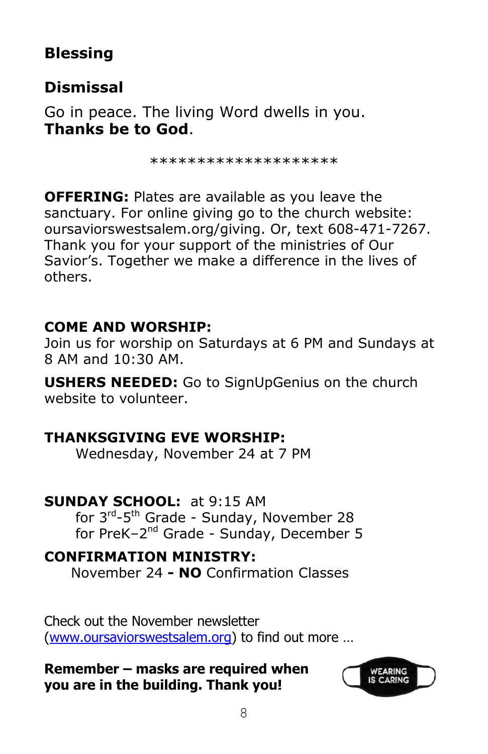## Blessing

## Dismissal

Go in peace. The living Word dwells in you.
**Thanks be to God**.

********************

**OFFERING:** Plates are available as you leave the sanctuary. For online giving go to the church website: oursaviorswestsalem.org/giving. Or, text 608-471-7267. Thank you for your support of the ministries of Our Savior's. Together we make a difference in the lives of others.

**COME AND WORSHIP:**
Join us for worship on Saturdays at 6 PM and Sundays at 8 AM and 10:30 AM.

**USHERS NEEDED:** Go to SignUpGenius on the church website to volunteer.

**THANKSGIVING EVE WORSHIP:**
Wednesday, November 24 at 7 PM

**SUNDAY SCHOOL:** at 9:15 AM
for 3rd-5th Grade - Sunday, November 28
for PreK–2nd Grade - Sunday, December 5

**CONFIRMATION MINISTRY:**
November 24 **- NO** Confirmation Classes

Check out the November newsletter (www.oursaviorswestsalem.org) to find out more …

**Remember – masks are required when you are in the building. Thank you!**

WEARING IS CARING